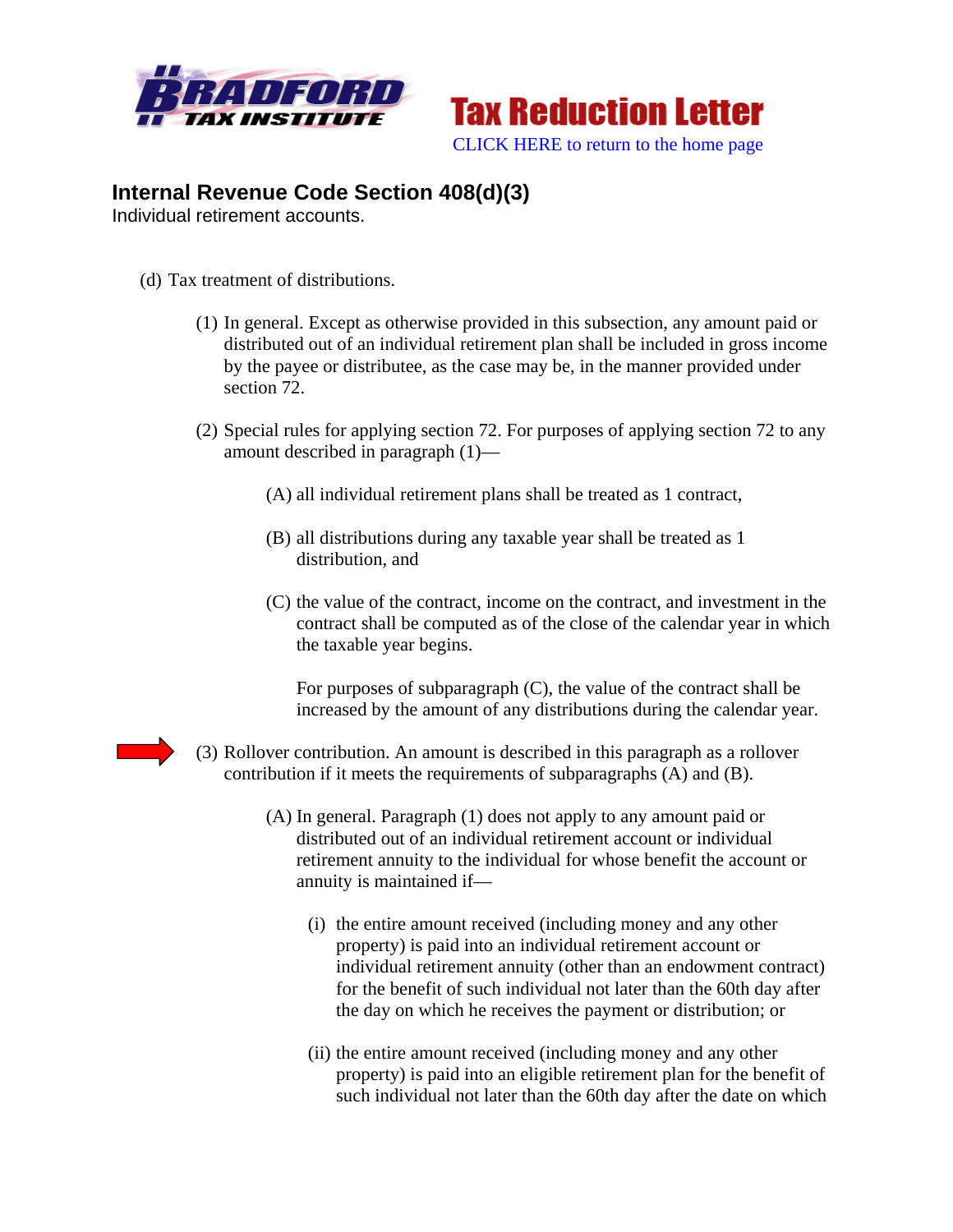Bradford Tax Institute

# Tax Reduction Letter

CLICK HERE to return to the home page

## Internal Revenue Code Section 408(d)(3)

Individual retirement accounts.

(d) Tax treatment of distributions.

(1) In general. Except as otherwise provided in this subsection, any amount paid or distributed out of an individual retirement plan shall be included in gross income by the payee or distributee, as the case may be, in the manner provided under section 72.

(2) Special rules for applying section 72. For purposes of applying section 72 to any amount described in paragraph (1)—

(A) all individual retirement plans shall be treated as 1 contract,

(B) all distributions during any taxable year shall be treated as 1 distribution, and

(C) the value of the contract, income on the contract, and investment in the contract shall be computed as of the close of the calendar year in which the taxable year begins.

For purposes of subparagraph (C), the value of the contract shall be increased by the amount of any distributions during the calendar year.

(3) Rollover contribution. An amount is described in this paragraph as a rollover contribution if it meets the requirements of subparagraphs (A) and (B).

(A) In general. Paragraph (1) does not apply to any amount paid or distributed out of an individual retirement account or individual retirement annuity to the individual for whose benefit the account or annuity is maintained if—

(i) the entire amount received (including money and any other property) is paid into an individual retirement account or individual retirement annuity (other than an endowment contract) for the benefit of such individual not later than the 60th day after the day on which he receives the payment or distribution; or

(ii) the entire amount received (including money and any other property) is paid into an eligible retirement plan for the benefit of such individual not later than the 60th day after the date on which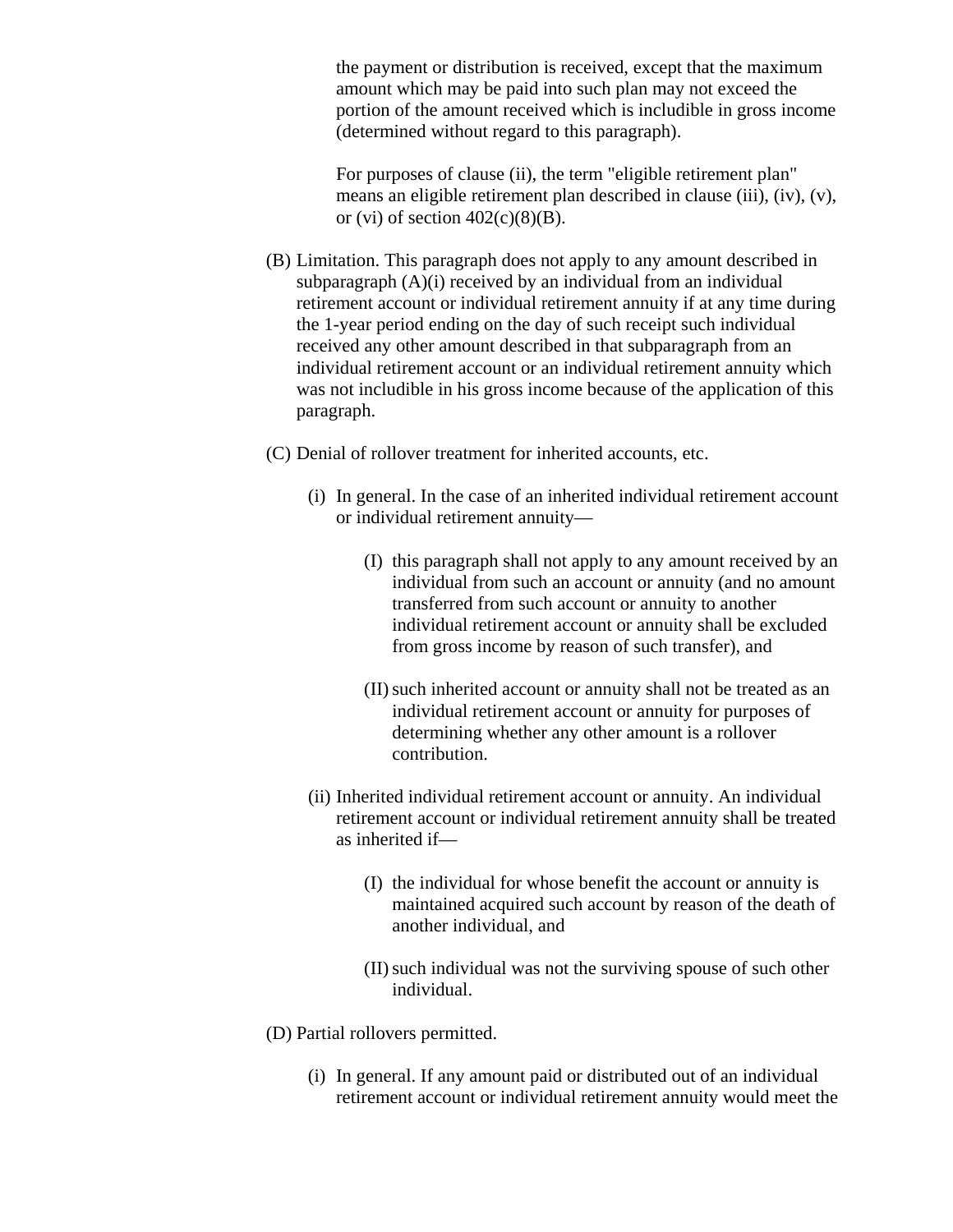the payment or distribution is received, except that the maximum amount which may be paid into such plan may not exceed the portion of the amount received which is includible in gross income (determined without regard to this paragraph).

For purposes of clause (ii), the term "eligible retirement plan" means an eligible retirement plan described in clause (iii), (iv), (v), or (vi) of section 402(c)(8)(B).

(B) Limitation. This paragraph does not apply to any amount described in subparagraph (A)(i) received by an individual from an individual retirement account or individual retirement annuity if at any time during the 1-year period ending on the day of such receipt such individual received any other amount described in that subparagraph from an individual retirement account or an individual retirement annuity which was not includible in his gross income because of the application of this paragraph.

(C) Denial of rollover treatment for inherited accounts, etc.

(i) In general. In the case of an inherited individual retirement account or individual retirement annuity—

(I) this paragraph shall not apply to any amount received by an individual from such an account or annuity (and no amount transferred from such account or annuity to another individual retirement account or annuity shall be excluded from gross income by reason of such transfer), and

(II) such inherited account or annuity shall not be treated as an individual retirement account or annuity for purposes of determining whether any other amount is a rollover contribution.

(ii) Inherited individual retirement account or annuity. An individual retirement account or individual retirement annuity shall be treated as inherited if—

(I) the individual for whose benefit the account or annuity is maintained acquired such account by reason of the death of another individual, and

(II) such individual was not the surviving spouse of such other individual.

(D) Partial rollovers permitted.

(i) In general. If any amount paid or distributed out of an individual retirement account or individual retirement annuity would meet the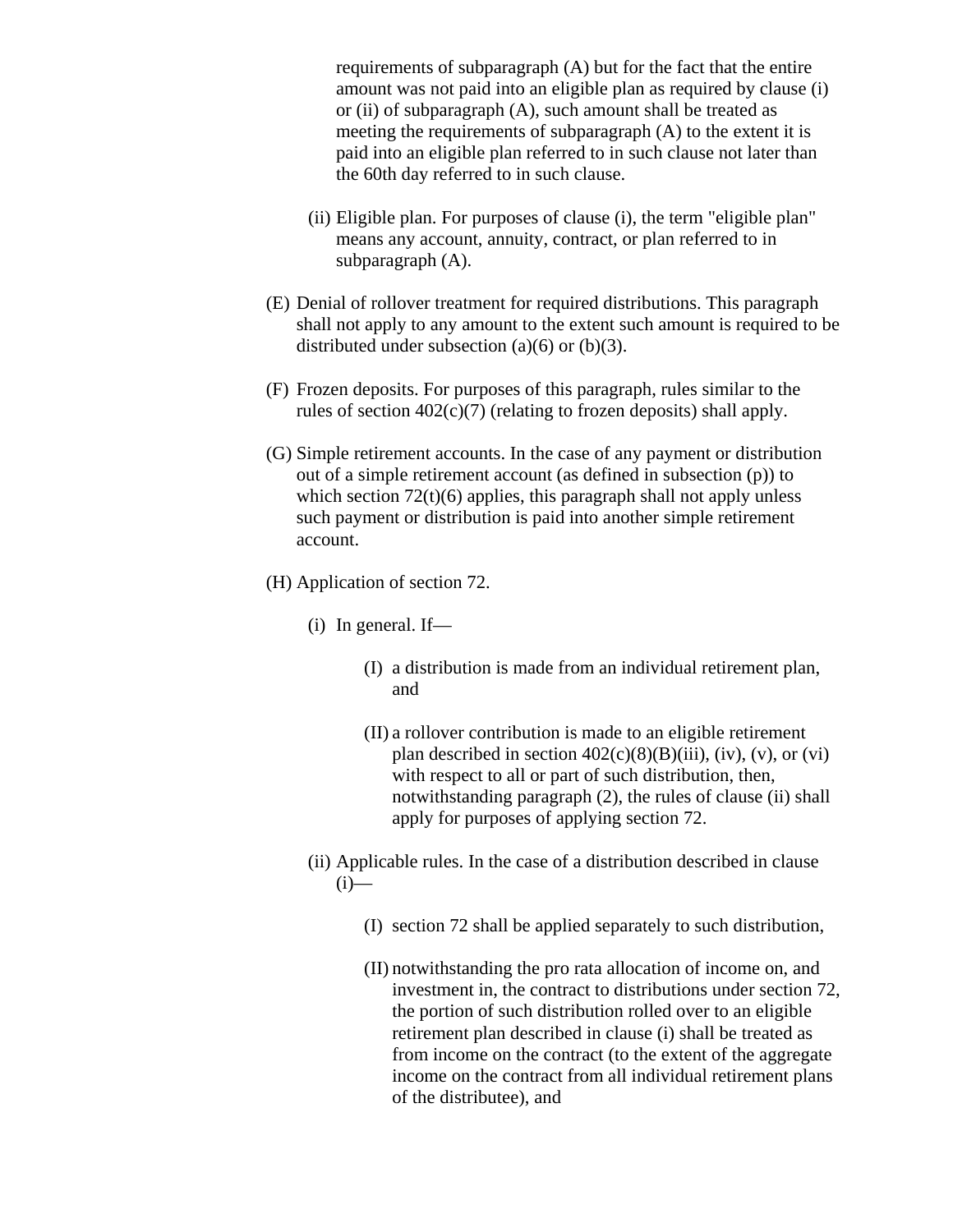requirements of subparagraph (A) but for the fact that the entire amount was not paid into an eligible plan as required by clause (i) or (ii) of subparagraph (A), such amount shall be treated as meeting the requirements of subparagraph (A) to the extent it is paid into an eligible plan referred to in such clause not later than the 60th day referred to in such clause.

(ii) Eligible plan. For purposes of clause (i), the term "eligible plan" means any account, annuity, contract, or plan referred to in subparagraph (A).

(E) Denial of rollover treatment for required distributions. This paragraph shall not apply to any amount to the extent such amount is required to be distributed under subsection (a)(6) or (b)(3).

(F) Frozen deposits. For purposes of this paragraph, rules similar to the rules of section 402(c)(7) (relating to frozen deposits) shall apply.

(G) Simple retirement accounts. In the case of any payment or distribution out of a simple retirement account (as defined in subsection (p)) to which section 72(t)(6) applies, this paragraph shall not apply unless such payment or distribution is paid into another simple retirement account.

(H) Application of section 72.

(i) In general. If—

(I) a distribution is made from an individual retirement plan, and

(II) a rollover contribution is made to an eligible retirement plan described in section 402(c)(8)(B)(iii), (iv), (v), or (vi) with respect to all or part of such distribution, then, notwithstanding paragraph (2), the rules of clause (ii) shall apply for purposes of applying section 72.

(ii) Applicable rules. In the case of a distribution described in clause (i)—

(I) section 72 shall be applied separately to such distribution,

(II) notwithstanding the pro rata allocation of income on, and investment in, the contract to distributions under section 72, the portion of such distribution rolled over to an eligible retirement plan described in clause (i) shall be treated as from income on the contract (to the extent of the aggregate income on the contract from all individual retirement plans of the distributee), and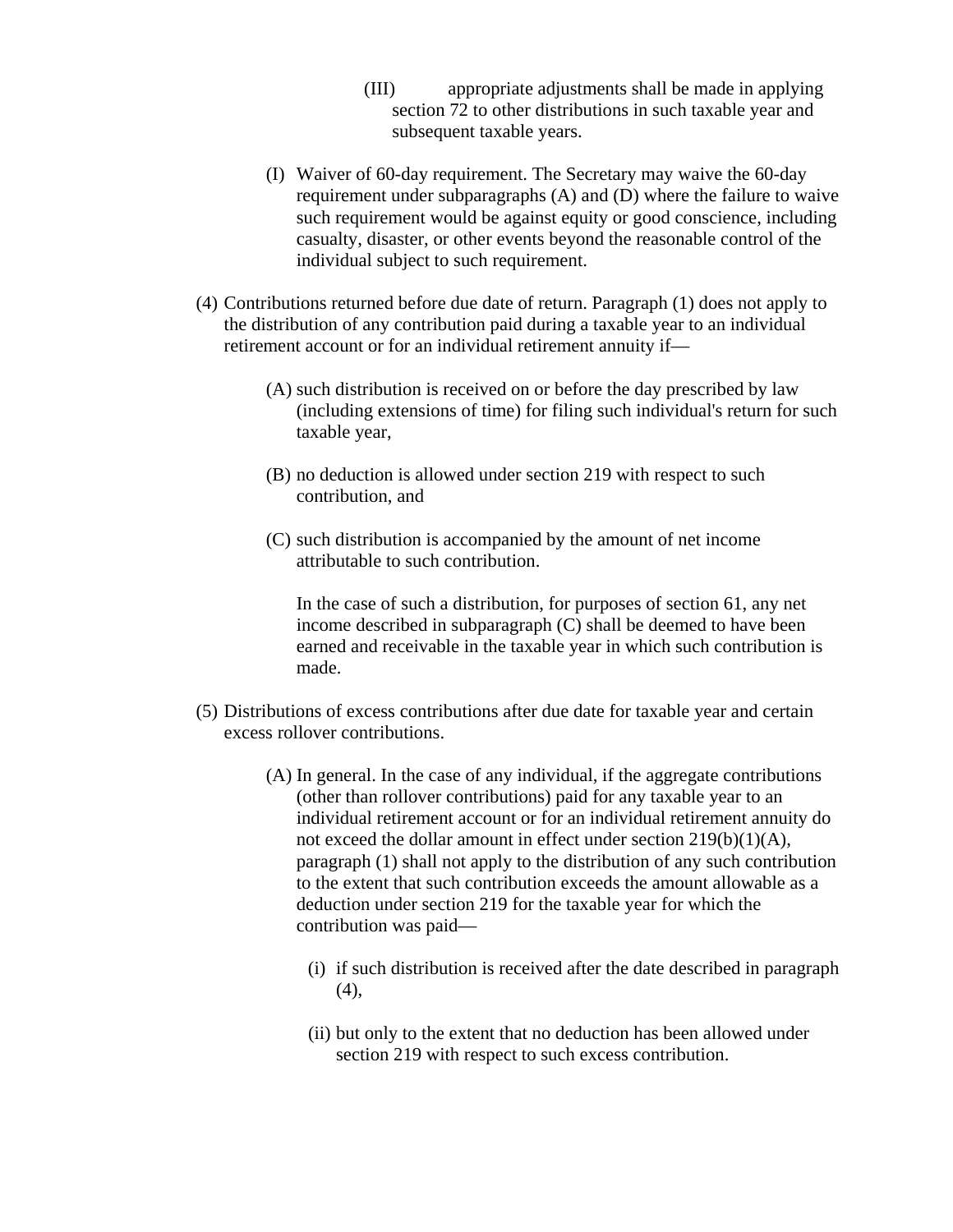(III) appropriate adjustments shall be made in applying section 72 to other distributions in such taxable year and subsequent taxable years.

(I) Waiver of 60-day requirement. The Secretary may waive the 60-day requirement under subparagraphs (A) and (D) where the failure to waive such requirement would be against equity or good conscience, including casualty, disaster, or other events beyond the reasonable control of the individual subject to such requirement.

(4) Contributions returned before due date of return. Paragraph (1) does not apply to the distribution of any contribution paid during a taxable year to an individual retirement account or for an individual retirement annuity if—

(A) such distribution is received on or before the day prescribed by law (including extensions of time) for filing such individual's return for such taxable year,

(B) no deduction is allowed under section 219 with respect to such contribution, and

(C) such distribution is accompanied by the amount of net income attributable to such contribution.

In the case of such a distribution, for purposes of section 61, any net income described in subparagraph (C) shall be deemed to have been earned and receivable in the taxable year in which such contribution is made.

(5) Distributions of excess contributions after due date for taxable year and certain excess rollover contributions.

(A) In general. In the case of any individual, if the aggregate contributions (other than rollover contributions) paid for any taxable year to an individual retirement account or for an individual retirement annuity do not exceed the dollar amount in effect under section 219(b)(1)(A), paragraph (1) shall not apply to the distribution of any such contribution to the extent that such contribution exceeds the amount allowable as a deduction under section 219 for the taxable year for which the contribution was paid—

(i) if such distribution is received after the date described in paragraph (4),

(ii) but only to the extent that no deduction has been allowed under section 219 with respect to such excess contribution.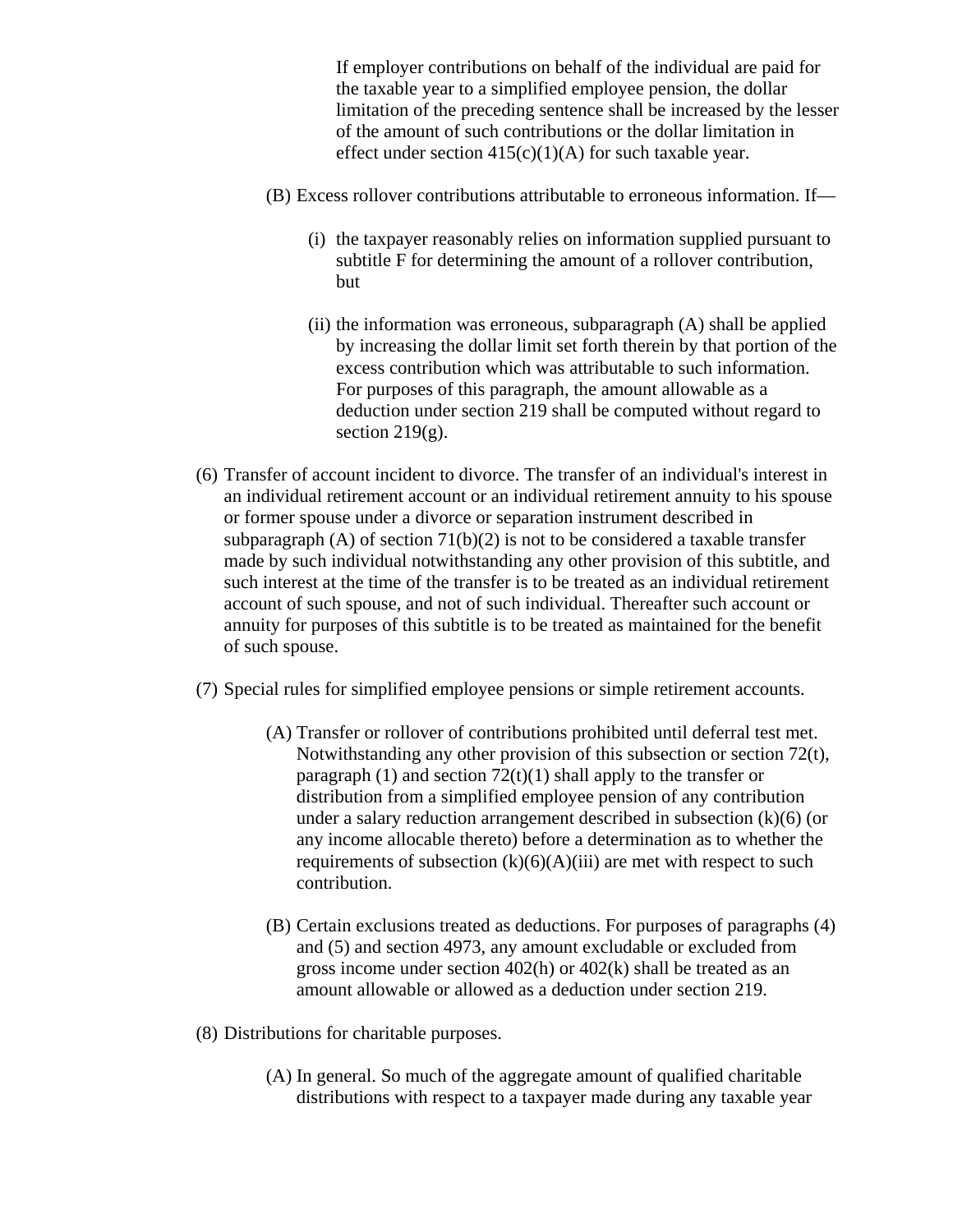If employer contributions on behalf of the individual are paid for the taxable year to a simplified employee pension, the dollar limitation of the preceding sentence shall be increased by the lesser of the amount of such contributions or the dollar limitation in effect under section 415(c)(1)(A) for such taxable year.

(B) Excess rollover contributions attributable to erroneous information. If—

(i) the taxpayer reasonably relies on information supplied pursuant to subtitle F for determining the amount of a rollover contribution, but

(ii) the information was erroneous, subparagraph (A) shall be applied by increasing the dollar limit set forth therein by that portion of the excess contribution which was attributable to such information. For purposes of this paragraph, the amount allowable as a deduction under section 219 shall be computed without regard to section 219(g).

(6) Transfer of account incident to divorce. The transfer of an individual's interest in an individual retirement account or an individual retirement annuity to his spouse or former spouse under a divorce or separation instrument described in subparagraph (A) of section 71(b)(2) is not to be considered a taxable transfer made by such individual notwithstanding any other provision of this subtitle, and such interest at the time of the transfer is to be treated as an individual retirement account of such spouse, and not of such individual. Thereafter such account or annuity for purposes of this subtitle is to be treated as maintained for the benefit of such spouse.

(7) Special rules for simplified employee pensions or simple retirement accounts.

(A) Transfer or rollover of contributions prohibited until deferral test met. Notwithstanding any other provision of this subsection or section 72(t), paragraph (1) and section 72(t)(1) shall apply to the transfer or distribution from a simplified employee pension of any contribution under a salary reduction arrangement described in subsection (k)(6) (or any income allocable thereto) before a determination as to whether the requirements of subsection (k)(6)(A)(iii) are met with respect to such contribution.

(B) Certain exclusions treated as deductions. For purposes of paragraphs (4) and (5) and section 4973, any amount excludable or excluded from gross income under section 402(h) or 402(k) shall be treated as an amount allowable or allowed as a deduction under section 219.

(8) Distributions for charitable purposes.

(A) In general. So much of the aggregate amount of qualified charitable distributions with respect to a taxpayer made during any taxable year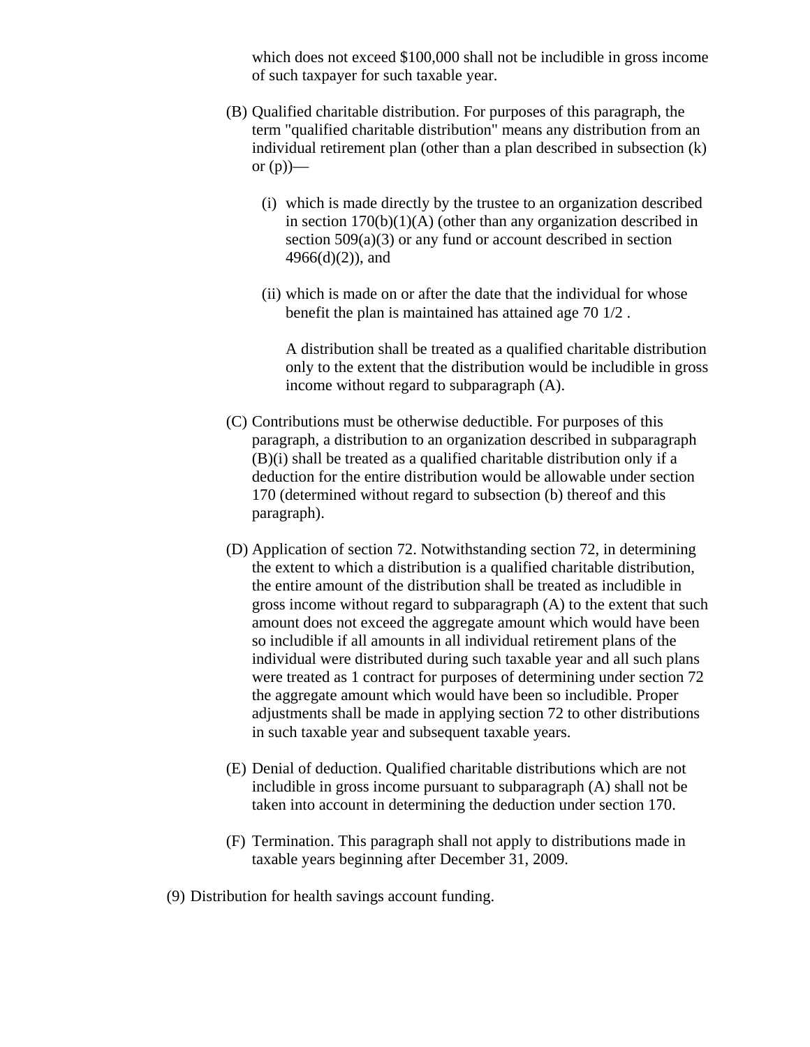which does not exceed $100,000 shall not be includible in gross income of such taxpayer for such taxable year.

(B) Qualified charitable distribution. For purposes of this paragraph, the term "qualified charitable distribution" means any distribution from an individual retirement plan (other than a plan described in subsection (k) or (p))—

(i) which is made directly by the trustee to an organization described in section 170(b)(1)(A) (other than any organization described in section 509(a)(3) or any fund or account described in section 4966(d)(2)), and

(ii) which is made on or after the date that the individual for whose benefit the plan is maintained has attained age 70 1/2 .

A distribution shall be treated as a qualified charitable distribution only to the extent that the distribution would be includible in gross income without regard to subparagraph (A).

(C) Contributions must be otherwise deductible. For purposes of this paragraph, a distribution to an organization described in subparagraph (B)(i) shall be treated as a qualified charitable distribution only if a deduction for the entire distribution would be allowable under section 170 (determined without regard to subsection (b) thereof and this paragraph).

(D) Application of section 72. Notwithstanding section 72, in determining the extent to which a distribution is a qualified charitable distribution, the entire amount of the distribution shall be treated as includible in gross income without regard to subparagraph (A) to the extent that such amount does not exceed the aggregate amount which would have been so includible if all amounts in all individual retirement plans of the individual were distributed during such taxable year and all such plans were treated as 1 contract for purposes of determining under section 72 the aggregate amount which would have been so includible. Proper adjustments shall be made in applying section 72 to other distributions in such taxable year and subsequent taxable years.

(E) Denial of deduction. Qualified charitable distributions which are not includible in gross income pursuant to subparagraph (A) shall not be taken into account in determining the deduction under section 170.

(F) Termination. This paragraph shall not apply to distributions made in taxable years beginning after December 31, 2009.

(9) Distribution for health savings account funding.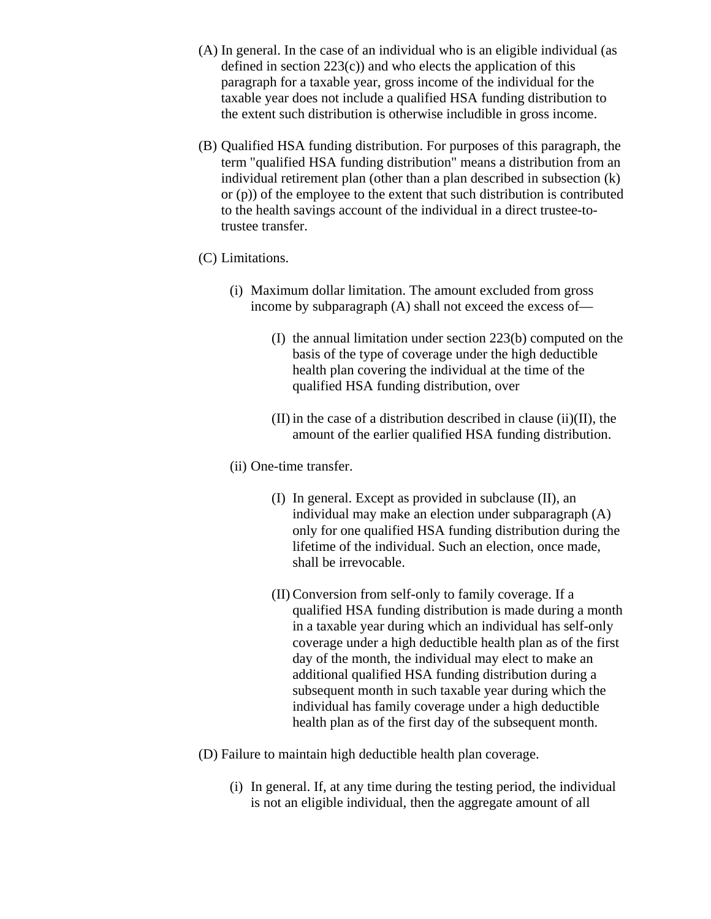(A) In general. In the case of an individual who is an eligible individual (as defined in section 223(c)) and who elects the application of this paragraph for a taxable year, gross income of the individual for the taxable year does not include a qualified HSA funding distribution to the extent such distribution is otherwise includible in gross income.

(B) Qualified HSA funding distribution. For purposes of this paragraph, the term "qualified HSA funding distribution" means a distribution from an individual retirement plan (other than a plan described in subsection (k) or (p)) of the employee to the extent that such distribution is contributed to the health savings account of the individual in a direct trustee-to-trustee transfer.

(C) Limitations.

- (i) Maximum dollar limitation. The amount excluded from gross income by subparagraph (A) shall not exceed the excess of—

  - (I) the annual limitation under section 223(b) computed on the basis of the type of coverage under the high deductible health plan covering the individual at the time of the qualified HSA funding distribution, over

  - (II) in the case of a distribution described in clause (ii)(II), the amount of the earlier qualified HSA funding distribution.

- (ii) One-time transfer.

  - (I) In general. Except as provided in subclause (II), an individual may make an election under subparagraph (A) only for one qualified HSA funding distribution during the lifetime of the individual. Such an election, once made, shall be irrevocable.

  - (II) Conversion from self-only to family coverage. If a qualified HSA funding distribution is made during a month in a taxable year during which an individual has self-only coverage under a high deductible health plan as of the first day of the month, the individual may elect to make an additional qualified HSA funding distribution during a subsequent month in such taxable year during which the individual has family coverage under a high deductible health plan as of the first day of the subsequent month.

(D) Failure to maintain high deductible health plan coverage.

- (i) In general. If, at any time during the testing period, the individual is not an eligible individual, then the aggregate amount of all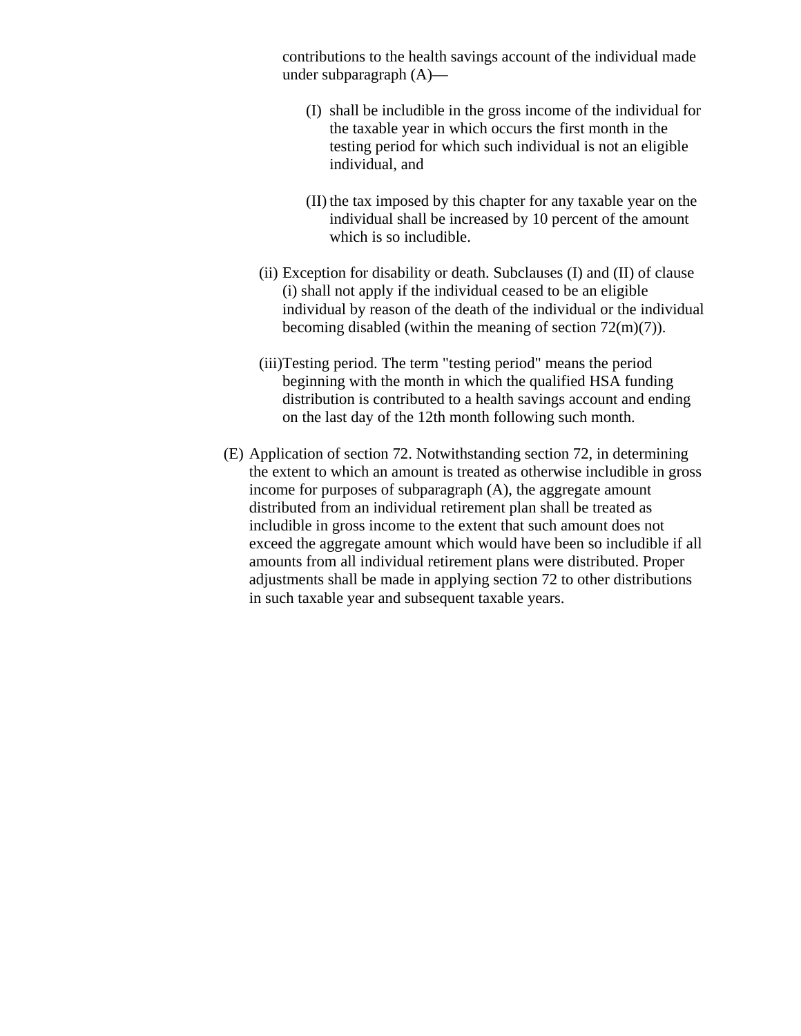contributions to the health savings account of the individual made under subparagraph (A)—

(I) shall be includible in the gross income of the individual for the taxable year in which occurs the first month in the testing period for which such individual is not an eligible individual, and

(II) the tax imposed by this chapter for any taxable year on the individual shall be increased by 10 percent of the amount which is so includible.

(ii) Exception for disability or death. Subclauses (I) and (II) of clause (i) shall not apply if the individual ceased to be an eligible individual by reason of the death of the individual or the individual becoming disabled (within the meaning of section 72(m)(7)).

(iii) Testing period. The term "testing period" means the period beginning with the month in which the qualified HSA funding distribution is contributed to a health savings account and ending on the last day of the 12th month following such month.

(E) Application of section 72. Notwithstanding section 72, in determining the extent to which an amount is treated as otherwise includible in gross income for purposes of subparagraph (A), the aggregate amount distributed from an individual retirement plan shall be treated as includible in gross income to the extent that such amount does not exceed the aggregate amount which would have been so includible if all amounts from all individual retirement plans were distributed. Proper adjustments shall be made in applying section 72 to other distributions in such taxable year and subsequent taxable years.